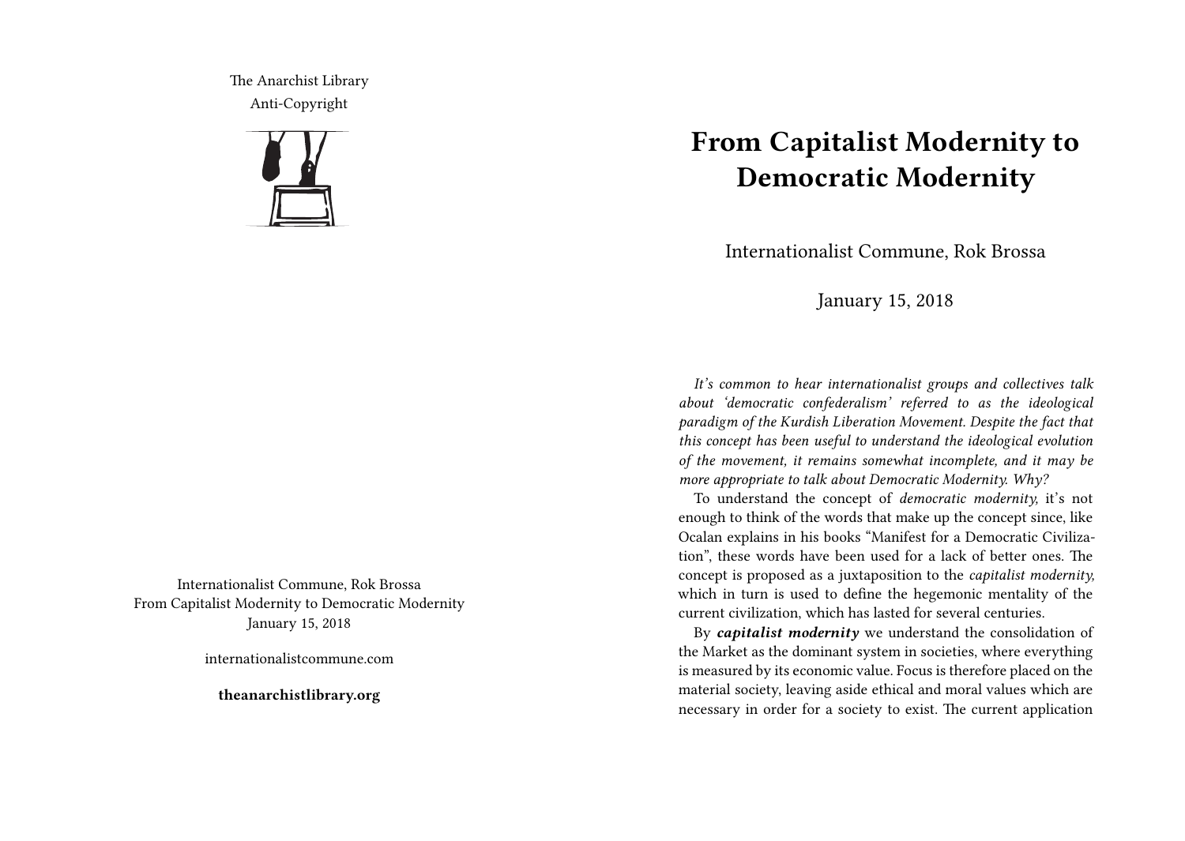The Anarchist Library
Anti-Copyright

Internationalist Commune, Rok Brossa
From Capitalist Modernity to Democratic Modernity
January 15, 2018

internationalistcommune.com

**theanarchistlibrary.org**

# From Capitalist Modernity to Democratic Modernity

Internationalist Commune, Rok Brossa

January 15, 2018

*It's common to hear internationalist groups and collectives talk about 'democratic confederalism' referred to as the ideological paradigm of the Kurdish Liberation Movement. Despite the fact that this concept has been useful to understand the ideological evolution of the movement, it remains somewhat incomplete, and it may be more appropriate to talk about Democratic Modernity. Why?*

To understand the concept of *democratic modernity,* it's not enough to think of the words that make up the concept since, like Ocalan explains in his books "Manifest for a Democratic Civilization", these words have been used for a lack of better ones. The concept is proposed as a juxtaposition to the *capitalist modernity,* which in turn is used to define the hegemonic mentality of the current civilization, which has lasted for several centuries.

By ***capitalist modernity*** we understand the consolidation of the Market as the dominant system in societies, where everything is measured by its economic value. Focus is therefore placed on the material society, leaving aside ethical and moral values which are necessary in order for a society to exist. The current application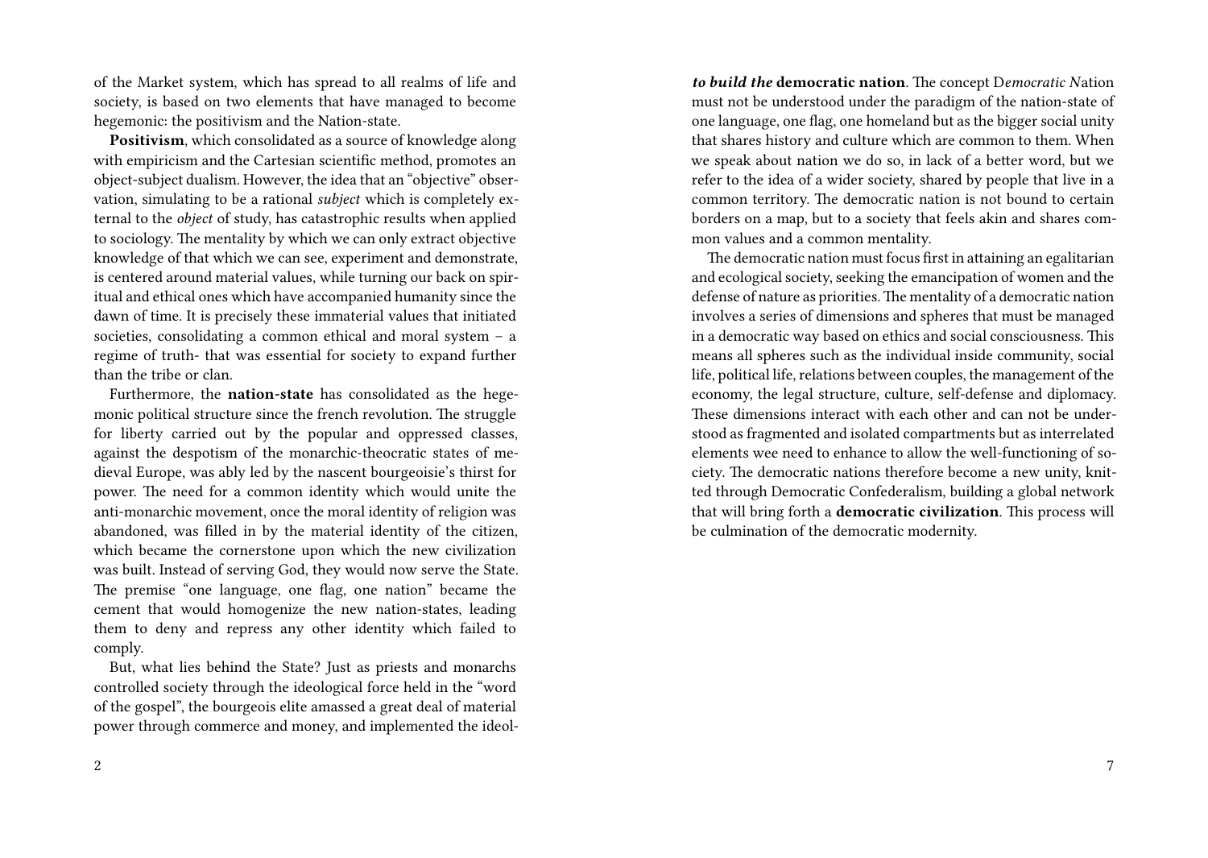of the Market system, which has spread to all realms of life and society, is based on two elements that have managed to become hegemonic: the positivism and the Nation-state.

**Positivism**, which consolidated as a source of knowledge along with empiricism and the Cartesian scientific method, promotes an object-subject dualism. However, the idea that an "objective" observation, simulating to be a rational *subject* which is completely external to the *object* of study, has catastrophic results when applied to sociology. The mentality by which we can only extract objective knowledge of that which we can see, experiment and demonstrate, is centered around material values, while turning our back on spiritual and ethical ones which have accompanied humanity since the dawn of time. It is precisely these immaterial values that initiated societies, consolidating a common ethical and moral system – a regime of truth- that was essential for society to expand further than the tribe or clan.

Furthermore, the **nation-state** has consolidated as the hegemonic political structure since the french revolution. The struggle for liberty carried out by the popular and oppressed classes, against the despotism of the monarchic-theocratic states of medieval Europe, was ably led by the nascent bourgeoisie's thirst for power. The need for a common identity which would unite the anti-monarchic movement, once the moral identity of religion was abandoned, was filled in by the material identity of the citizen, which became the cornerstone upon which the new civilization was built. Instead of serving God, they would now serve the State. The premise "one language, one flag, one nation" became the cement that would homogenize the new nation-states, leading them to deny and repress any other identity which failed to comply.

But, what lies behind the State? Just as priests and monarchs controlled society through the ideological force held in the "word of the gospel", the bourgeois elite amassed a great deal of material power through commerce and money, and implemented the ideol-

***to build the*** **democratic nation**. The concept D*emocratic N*ation must not be understood under the paradigm of the nation-state of one language, one flag, one homeland but as the bigger social unity that shares history and culture which are common to them. When we speak about nation we do so, in lack of a better word, but we refer to the idea of a wider society, shared by people that live in a common territory. The democratic nation is not bound to certain borders on a map, but to a society that feels akin and shares common values and a common mentality.

The democratic nation must focus first in attaining an egalitarian and ecological society, seeking the emancipation of women and the defense of nature as priorities. The mentality of a democratic nation involves a series of dimensions and spheres that must be managed in a democratic way based on ethics and social consciousness. This means all spheres such as the individual inside community, social life, political life, relations between couples, the management of the economy, the legal structure, culture, self-defense and diplomacy. These dimensions interact with each other and can not be understood as fragmented and isolated compartments but as interrelated elements wee need to enhance to allow the well-functioning of society. The democratic nations therefore become a new unity, knitted through Democratic Confederalism, building a global network that will bring forth a **democratic civilization**. This process will be culmination of the democratic modernity.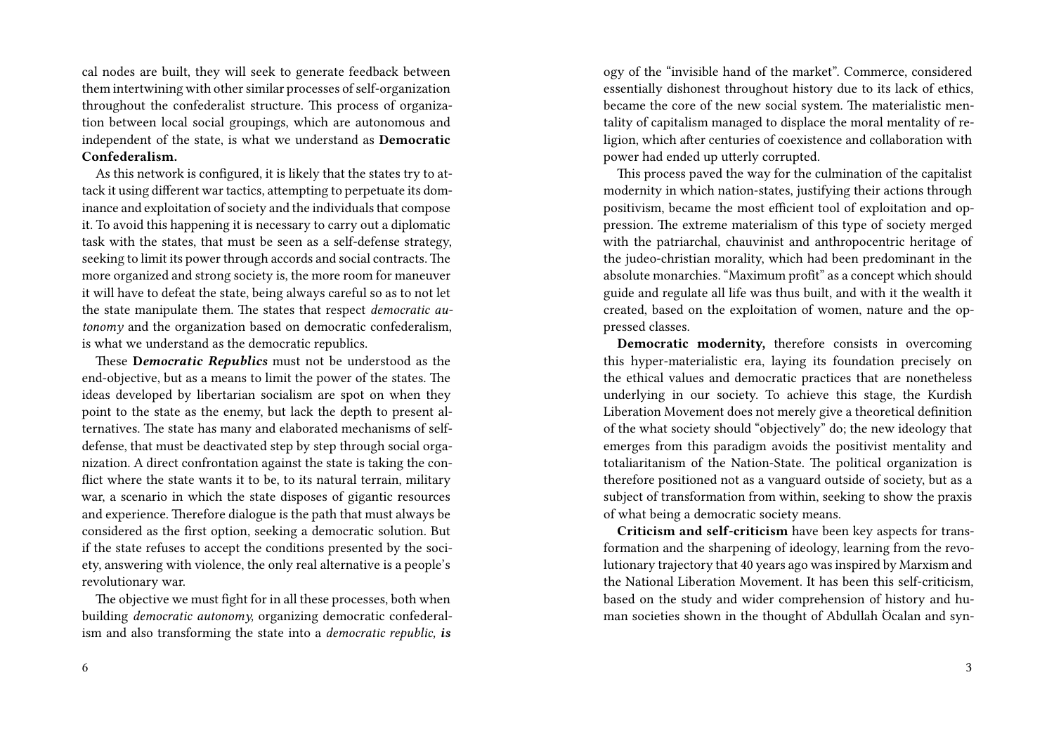cal nodes are built, they will seek to generate feedback between them intertwining with other similar processes of self-organization throughout the confederalist structure. This process of organization between local social groupings, which are autonomous and independent of the state, is what we understand as **Democratic Confederalism.**

As this network is configured, it is likely that the states try to attack it using different war tactics, attempting to perpetuate its dominance and exploitation of society and the individuals that compose it. To avoid this happening it is necessary to carry out a diplomatic task with the states, that must be seen as a self-defense strategy, seeking to limit its power through accords and social contracts. The more organized and strong society is, the more room for maneuver it will have to defeat the state, being always careful so as to not let the state manipulate them. The states that respect *democratic autonomy* and the organization based on democratic confederalism, is what we understand as the democratic republics.

These **D*emocratic Republics*** must not be understood as the end-objective, but as a means to limit the power of the states. The ideas developed by libertarian socialism are spot on when they point to the state as the enemy, but lack the depth to present alternatives. The state has many and elaborated mechanisms of self-defense, that must be deactivated step by step through social organization. A direct confrontation against the state is taking the conflict where the state wants it to be, to its natural terrain, military war, a scenario in which the state disposes of gigantic resources and experience. Therefore dialogue is the path that must always be considered as the first option, seeking a democratic solution. But if the state refuses to accept the conditions presented by the society, answering with violence, the only real alternative is a people's revolutionary war.

The objective we must fight for in all these processes, both when building *democratic autonomy,* organizing democratic confederalism and also transforming the state into a *democratic republic,* ***is***

ogy of the "invisible hand of the market". Commerce, considered essentially dishonest throughout history due to its lack of ethics, became the core of the new social system. The materialistic mentality of capitalism managed to displace the moral mentality of religion, which after centuries of coexistence and collaboration with power had ended up utterly corrupted.

This process paved the way for the culmination of the capitalist modernity in which nation-states, justifying their actions through positivism, became the most efficient tool of exploitation and oppression. The extreme materialism of this type of society merged with the patriarchal, chauvinist and anthropocentric heritage of the judeo-christian morality, which had been predominant in the absolute monarchies. "Maximum profit" as a concept which should guide and regulate all life was thus built, and with it the wealth it created, based on the exploitation of women, nature and the oppressed classes.

**Democratic modernity,** therefore consists in overcoming this hyper-materialistic era, laying its foundation precisely on the ethical values and democratic practices that are nonetheless underlying in our society. To achieve this stage, the Kurdish Liberation Movement does not merely give a theoretical definition of the what society should "objectively" do; the new ideology that emerges from this paradigm avoids the positivist mentality and totaliaritanism of the Nation-State. The political organization is therefore positioned not as a vanguard outside of society, but as a subject of transformation from within, seeking to show the praxis of what being a democratic society means.

**Criticism and self-criticism** have been key aspects for transformation and the sharpening of ideology, learning from the revolutionary trajectory that 40 years ago was inspired by Marxism and the National Liberation Movement. It has been this self-criticism, based on the study and wider comprehension of history and human societies shown in the thought of Abdullah Öcalan and syn-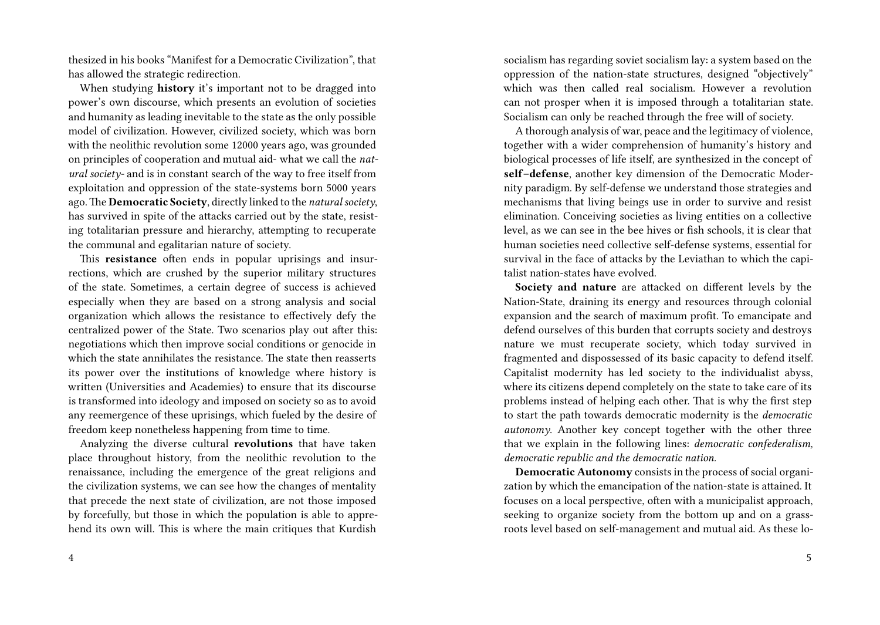thesized in his books "Manifest for a Democratic Civilization", that has allowed the strategic redirection.

When studying **history** it's important not to be dragged into power's own discourse, which presents an evolution of societies and humanity as leading inevitable to the state as the only possible model of civilization. However, civilized society, which was born with the neolithic revolution some 12000 years ago, was grounded on principles of cooperation and mutual aid- what we call the *natural society*- and is in constant search of the way to free itself from exploitation and oppression of the state-systems born 5000 years ago. The **Democratic Society**, directly linked to the *natural society*, has survived in spite of the attacks carried out by the state, resisting totalitarian pressure and hierarchy, attempting to recuperate the communal and egalitarian nature of society.

This **resistance** often ends in popular uprisings and insurrections, which are crushed by the superior military structures of the state. Sometimes, a certain degree of success is achieved especially when they are based on a strong analysis and social organization which allows the resistance to effectively defy the centralized power of the State. Two scenarios play out after this: negotiations which then improve social conditions or genocide in which the state annihilates the resistance. The state then reasserts its power over the institutions of knowledge where history is written (Universities and Academies) to ensure that its discourse is transformed into ideology and imposed on society so as to avoid any reemergence of these uprisings, which fueled by the desire of freedom keep nonetheless happening from time to time.

Analyzing the diverse cultural **revolutions** that have taken place throughout history, from the neolithic revolution to the renaissance, including the emergence of the great religions and the civilization systems, we can see how the changes of mentality that precede the next state of civilization, are not those imposed by forcefully, but those in which the population is able to apprehend its own will. This is where the main critiques that Kurdish socialism has regarding soviet socialism lay: a system based on the oppression of the nation-state structures, designed "objectively" which was then called real socialism. However a revolution can not prosper when it is imposed through a totalitarian state. Socialism can only be reached through the free will of society.

A thorough analysis of war, peace and the legitimacy of violence, together with a wider comprehension of humanity's history and biological processes of life itself, are synthesized in the concept of **self–defense**, another key dimension of the Democratic Modernity paradigm. By self-defense we understand those strategies and mechanisms that living beings use in order to survive and resist elimination. Conceiving societies as living entities on a collective level, as we can see in the bee hives or fish schools, it is clear that human societies need collective self-defense systems, essential for survival in the face of attacks by the Leviathan to which the capitalist nation-states have evolved.

**Society and nature** are attacked on different levels by the Nation-State, draining its energy and resources through colonial expansion and the search of maximum profit. To emancipate and defend ourselves of this burden that corrupts society and destroys nature we must recuperate society, which today survived in fragmented and dispossessed of its basic capacity to defend itself. Capitalist modernity has led society to the individualist abyss, where its citizens depend completely on the state to take care of its problems instead of helping each other. That is why the first step to start the path towards democratic modernity is the *democratic autonomy*. Another key concept together with the other three that we explain in the following lines: *democratic confederalism, democratic republic and the democratic nation.*

**Democratic Autonomy** consists in the process of social organization by which the emancipation of the nation-state is attained. It focuses on a local perspective, often with a municipalist approach, seeking to organize society from the bottom up and on a grassroots level based on self-management and mutual aid. As these lo-